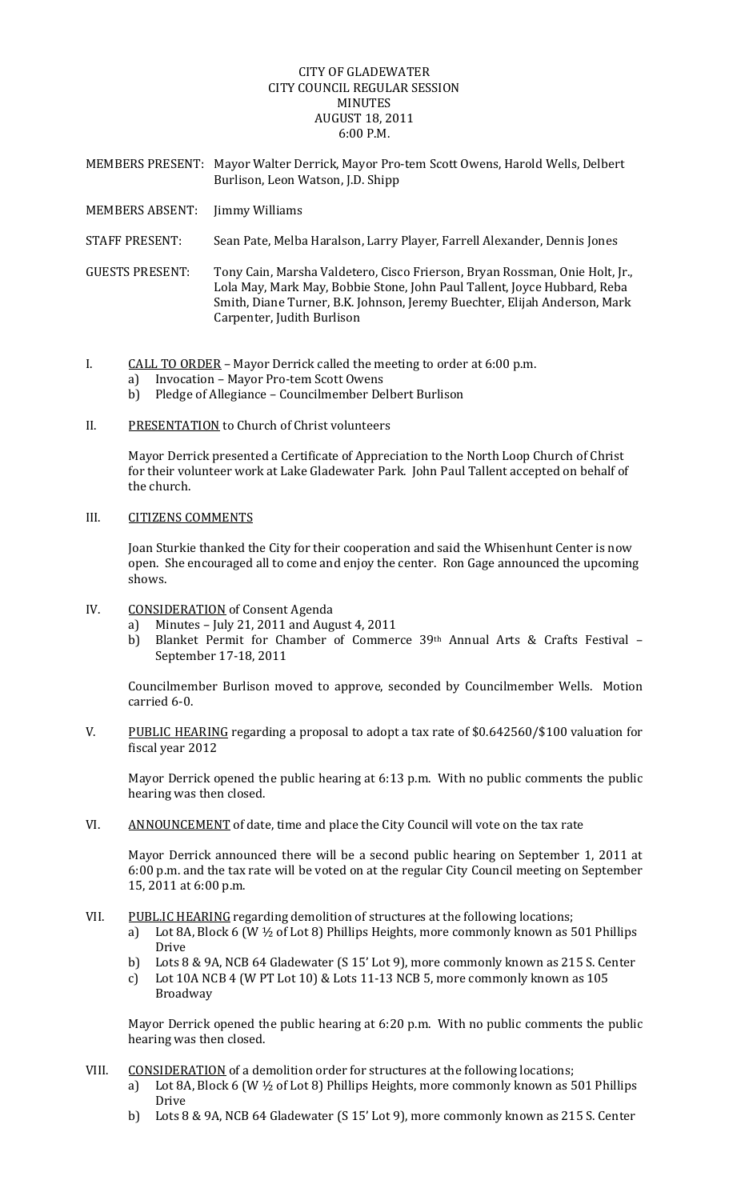# CITY OF GLADEWATER
## CITY COUNCIL REGULAR SESSION
## MINUTES
## AUGUST 18, 2011
## 6:00 P.M.

MEMBERS PRESENT: Mayor Walter Derrick, Mayor Pro-tem Scott Owens, Harold Wells, Delbert Burlison, Leon Watson, J.D. Shipp

MEMBERS ABSENT: Jimmy Williams

STAFF PRESENT: Sean Pate, Melba Haralson, Larry Player, Farrell Alexander, Dennis Jones

GUESTS PRESENT: Tony Cain, Marsha Valdetero, Cisco Frierson, Bryan Rossman, Onie Holt, Jr., Lola May, Mark May, Bobbie Stone, John Paul Tallent, Joyce Hubbard, Reba Smith, Diane Turner, B.K. Johnson, Jeremy Buechter, Elijah Anderson, Mark Carpenter, Judith Burlison

I. CALL TO ORDER – Mayor Derrick called the meeting to order at 6:00 p.m.
   a) Invocation – Mayor Pro-tem Scott Owens
   b) Pledge of Allegiance – Councilmember Delbert Burlison

II. PRESENTATION to Church of Christ volunteers

Mayor Derrick presented a Certificate of Appreciation to the North Loop Church of Christ for their volunteer work at Lake Gladewater Park. John Paul Tallent accepted on behalf of the church.

III. CITIZENS COMMENTS

Joan Sturkie thanked the City for their cooperation and said the Whisenhunt Center is now open. She encouraged all to come and enjoy the center. Ron Gage announced the upcoming shows.

IV. CONSIDERATION of Consent Agenda
   a) Minutes – July 21, 2011 and August 4, 2011
   b) Blanket Permit for Chamber of Commerce 39th Annual Arts & Crafts Festival – September 17-18, 2011

Councilmember Burlison moved to approve, seconded by Councilmember Wells. Motion carried 6-0.

V. PUBLIC HEARING regarding a proposal to adopt a tax rate of $0.642560/$100 valuation for fiscal year 2012

Mayor Derrick opened the public hearing at 6:13 p.m. With no public comments the public hearing was then closed.

VI. ANNOUNCEMENT of date, time and place the City Council will vote on the tax rate

Mayor Derrick announced there will be a second public hearing on September 1, 2011 at 6:00 p.m. and the tax rate will be voted on at the regular City Council meeting on September 15, 2011 at 6:00 p.m.

VII. PUBL.IC HEARING regarding demolition of structures at the following locations;
   a) Lot 8A, Block 6 (W ½ of Lot 8) Phillips Heights, more commonly known as 501 Phillips Drive
   b) Lots 8 & 9A, NCB 64 Gladewater (S 15' Lot 9), more commonly known as 215 S. Center
   c) Lot 10A NCB 4 (W PT Lot 10) & Lots 11-13 NCB 5, more commonly known as 105 Broadway

Mayor Derrick opened the public hearing at 6:20 p.m. With no public comments the public hearing was then closed.

VIII. CONSIDERATION of a demolition order for structures at the following locations;
   a) Lot 8A, Block 6 (W ½ of Lot 8) Phillips Heights, more commonly known as 501 Phillips Drive
   b) Lots 8 & 9A, NCB 64 Gladewater (S 15' Lot 9), more commonly known as 215 S. Center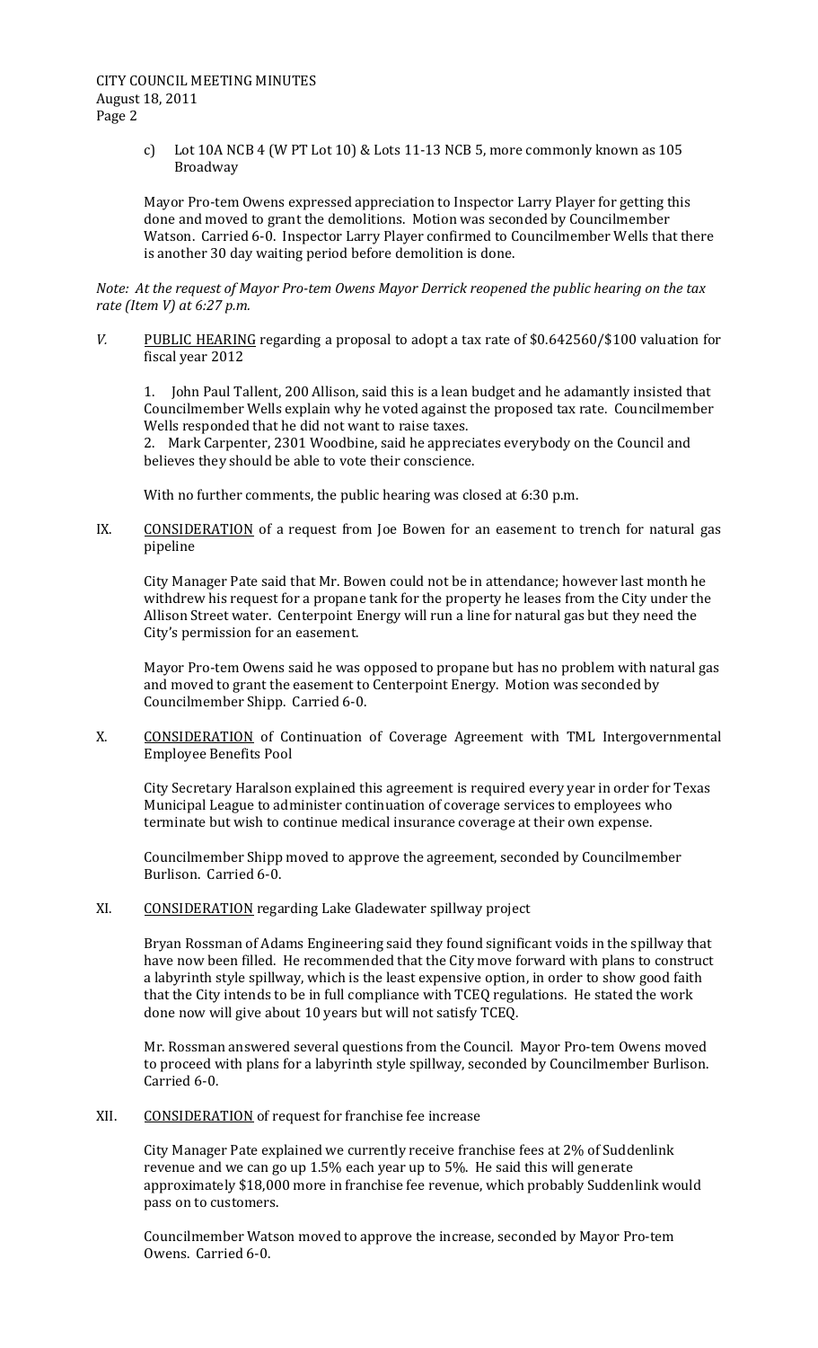c) Lot 10A NCB 4 (W PT Lot 10) & Lots 11-13 NCB 5, more commonly known as 105 Broadway

Mayor Pro-tem Owens expressed appreciation to Inspector Larry Player for getting this done and moved to grant the demolitions. Motion was seconded by Councilmember Watson. Carried 6-0. Inspector Larry Player confirmed to Councilmember Wells that there is another 30 day waiting period before demolition is done.

*Note: At the request of Mayor Pro-tem Owens Mayor Derrick reopened the public hearing on the tax rate (Item V) at 6:27 p.m.*

*V.* <u>PUBLIC HEARING</u> regarding a proposal to adopt a tax rate of $0.642560/$100 valuation for fiscal year 2012

1. John Paul Tallent, 200 Allison, said this is a lean budget and he adamantly insisted that Councilmember Wells explain why he voted against the proposed tax rate. Councilmember Wells responded that he did not want to raise taxes.
2. Mark Carpenter, 2301 Woodbine, said he appreciates everybody on the Council and believes they should be able to vote their conscience.

With no further comments, the public hearing was closed at 6:30 p.m.

IX. <u>CONSIDERATION</u> of a request from Joe Bowen for an easement to trench for natural gas pipeline

City Manager Pate said that Mr. Bowen could not be in attendance; however last month he withdrew his request for a propane tank for the property he leases from the City under the Allison Street water. Centerpoint Energy will run a line for natural gas but they need the City's permission for an easement.

Mayor Pro-tem Owens said he was opposed to propane but has no problem with natural gas and moved to grant the easement to Centerpoint Energy. Motion was seconded by Councilmember Shipp. Carried 6-0.

X. <u>CONSIDERATION</u> of Continuation of Coverage Agreement with TML Intergovernmental Employee Benefits Pool

City Secretary Haralson explained this agreement is required every year in order for Texas Municipal League to administer continuation of coverage services to employees who terminate but wish to continue medical insurance coverage at their own expense.

Councilmember Shipp moved to approve the agreement, seconded by Councilmember Burlison. Carried 6-0.

XI. <u>CONSIDERATION</u> regarding Lake Gladewater spillway project

Bryan Rossman of Adams Engineering said they found significant voids in the spillway that have now been filled. He recommended that the City move forward with plans to construct a labyrinth style spillway, which is the least expensive option, in order to show good faith that the City intends to be in full compliance with TCEQ regulations. He stated the work done now will give about 10 years but will not satisfy TCEQ.

Mr. Rossman answered several questions from the Council. Mayor Pro-tem Owens moved to proceed with plans for a labyrinth style spillway, seconded by Councilmember Burlison. Carried 6-0.

XII. <u>CONSIDERATION</u> of request for franchise fee increase

City Manager Pate explained we currently receive franchise fees at 2% of Suddenlink revenue and we can go up 1.5% each year up to 5%. He said this will generate approximately $18,000 more in franchise fee revenue, which probably Suddenlink would pass on to customers.

Councilmember Watson moved to approve the increase, seconded by Mayor Pro-tem Owens. Carried 6-0.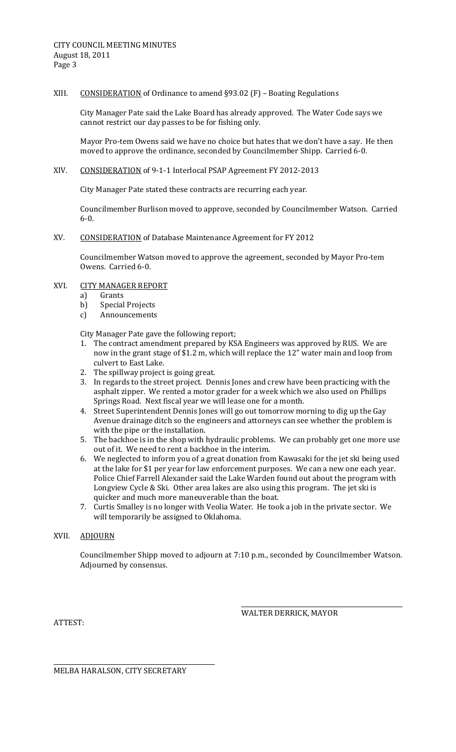XIII. CONSIDERATION of Ordinance to amend §93.02 (F) – Boating Regulations

City Manager Pate said the Lake Board has already approved. The Water Code says we cannot restrict our day passes to be for fishing only.

Mayor Pro-tem Owens said we have no choice but hates that we don't have a say. He then moved to approve the ordinance, seconded by Councilmember Shipp. Carried 6-0.

XIV. CONSIDERATION of 9-1-1 Interlocal PSAP Agreement FY 2012-2013

City Manager Pate stated these contracts are recurring each year.

Councilmember Burlison moved to approve, seconded by Councilmember Watson. Carried 6-0.

XV. CONSIDERATION of Database Maintenance Agreement for FY 2012

Councilmember Watson moved to approve the agreement, seconded by Mayor Pro-tem Owens. Carried 6-0.

XVI. CITY MANAGER REPORT

a) Grants
b) Special Projects
c) Announcements

City Manager Pate gave the following report;

1. The contract amendment prepared by KSA Engineers was approved by RUS. We are now in the grant stage of $1.2 m, which will replace the 12" water main and loop from culvert to East Lake.
2. The spillway project is going great.
3. In regards to the street project. Dennis Jones and crew have been practicing with the asphalt zipper. We rented a motor grader for a week which we also used on Phillips Springs Road. Next fiscal year we will lease one for a month.
4. Street Superintendent Dennis Jones will go out tomorrow morning to dig up the Gay Avenue drainage ditch so the engineers and attorneys can see whether the problem is with the pipe or the installation.
5. The backhoe is in the shop with hydraulic problems. We can probably get one more use out of it. We need to rent a backhoe in the interim.
6. We neglected to inform you of a great donation from Kawasaki for the jet ski being used at the lake for $1 per year for law enforcement purposes. We can a new one each year. Police Chief Farrell Alexander said the Lake Warden found out about the program with Longview Cycle & Ski. Other area lakes are also using this program. The jet ski is quicker and much more maneuverable than the boat.
7. Curtis Smalley is no longer with Veolia Water. He took a job in the private sector. We will temporarily be assigned to Oklahoma.

XVII. ADJOURN

Councilmember Shipp moved to adjourn at 7:10 p.m., seconded by Councilmember Watson. Adjourned by consensus.

WALTER DERRICK, MAYOR

ATTEST:

MELBA HARALSON, CITY SECRETARY